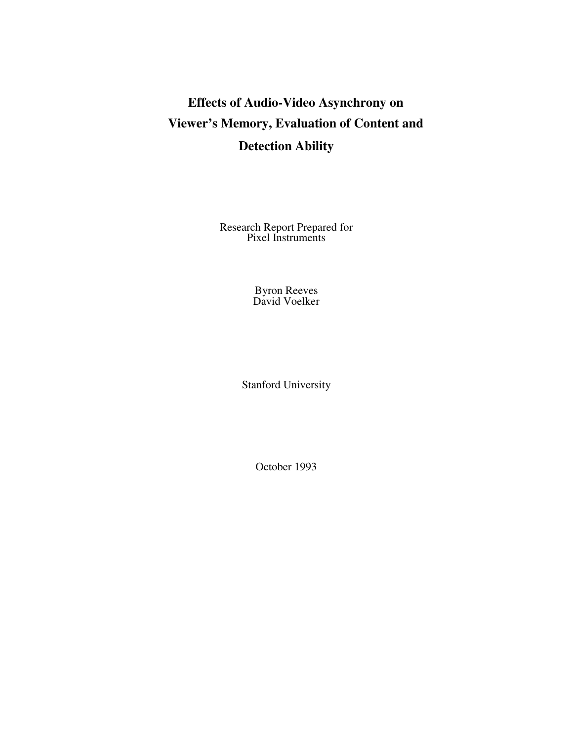# Effects of Audio-Video Asynchrony on Viewer's Memory, Evaluation of Content and Detection Ability

Research Report Prepared for
Pixel Instruments

Byron Reeves
David Voelker

Stanford University

October 1993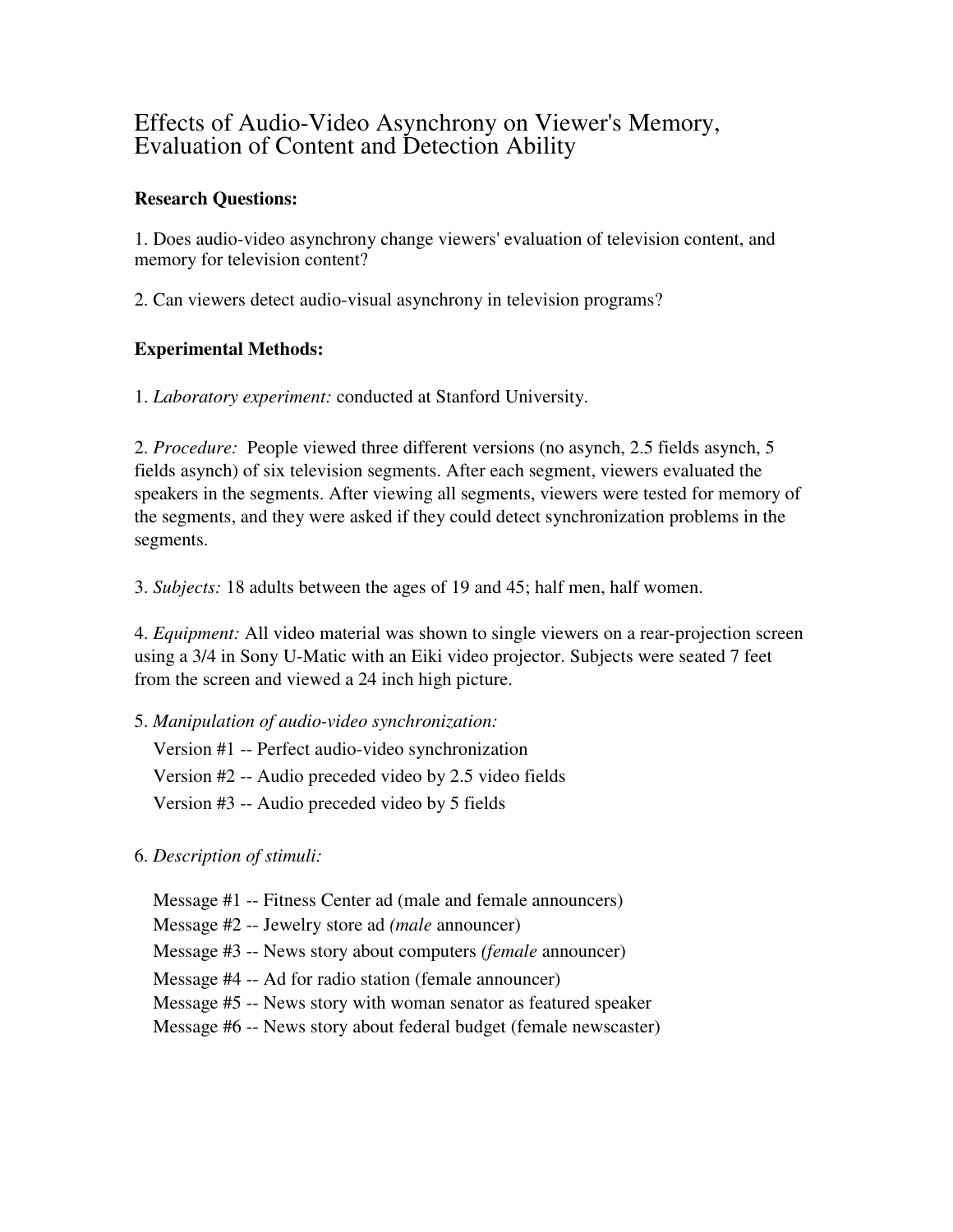# Effects of Audio-Video Asynchrony on Viewer's Memory, Evaluation of Content and Detection Ability

**Research Questions:**

1. Does audio-video asynchrony change viewers' evaluation of television content, and memory for television content?

2. Can viewers detect audio-visual asynchrony in television programs?

**Experimental Methods:**

1. *Laboratory experiment:* conducted at Stanford University.

2. *Procedure:* People viewed three different versions (no asynch, 2.5 fields asynch, 5 fields asynch) of six television segments. After each segment, viewers evaluated the speakers in the segments. After viewing all segments, viewers were tested for memory of the segments, and they were asked if they could detect synchronization problems in the segments.

3. *Subjects:* 18 adults between the ages of 19 and 45; half men, half women.

4. *Equipment:* All video material was shown to single viewers on a rear-projection screen using a 3/4 in Sony U-Matic with an Eiki video projector. Subjects were seated 7 feet from the screen and viewed a 24 inch high picture.

5. *Manipulation of audio-video synchronization:*

   Version #1 -- Perfect audio-video synchronization
   Version #2 -- Audio preceded video by 2.5 video fields
   Version #3 -- Audio preceded video by 5 fields

6. *Description of stimuli:*

   Message #1 -- Fitness Center ad (male and female announcers)
   Message #2 -- Jewelry store ad *(male* announcer)
   Message #3 -- News story about computers *(female* announcer)
   Message #4 -- Ad for radio station (female announcer)
   Message #5 -- News story with woman senator as featured speaker
   Message #6 -- News story about federal budget (female newscaster)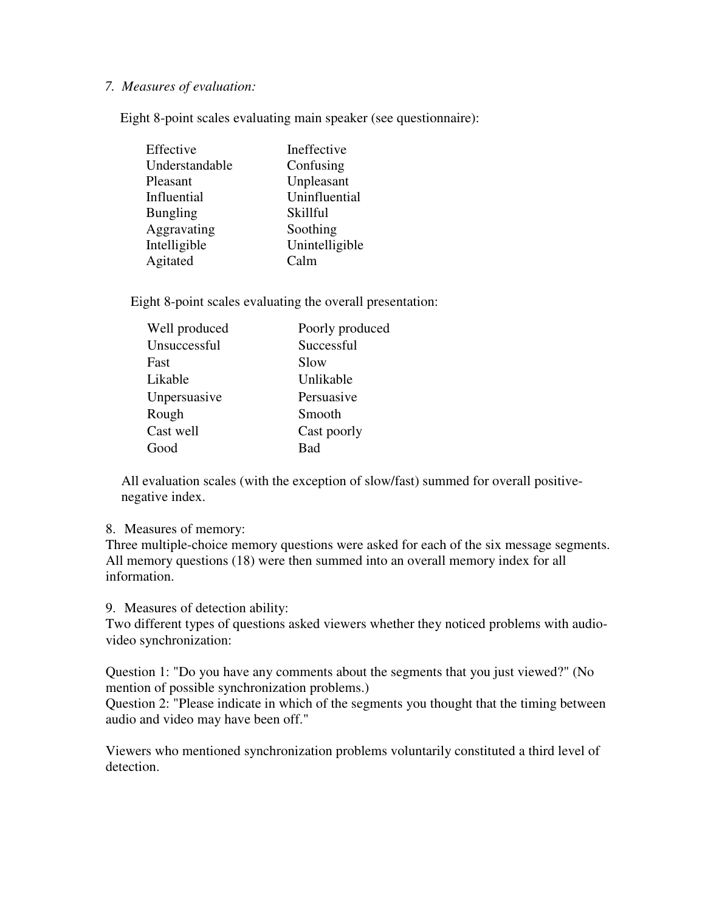*7. Measures of evaluation:*

Eight 8-point scales evaluating main speaker (see questionnaire):

| | |
|---|---|
| Effective | Ineffective |
| Understandable | Confusing |
| Pleasant | Unpleasant |
| Influential | Uninfluential |
| Bungling | Skillful |
| Aggravating | Soothing |
| Intelligible | Unintelligible |
| Agitated | Calm |

Eight 8-point scales evaluating the overall presentation:

| | |
|---|---|
| Well produced | Poorly produced |
| Unsuccessful | Successful |
| Fast | Slow |
| Likable | Unlikable |
| Unpersuasive | Persuasive |
| Rough | Smooth |
| Cast well | Cast poorly |
| Good | Bad |

All evaluation scales (with the exception of slow/fast) summed for overall positive-negative index.

8. Measures of memory:
Three multiple-choice memory questions were asked for each of the six message segments. All memory questions (18) were then summed into an overall memory index for all information.

9. Measures of detection ability:
Two different types of questions asked viewers whether they noticed problems with audio-video synchronization:

Question 1: "Do you have any comments about the segments that you just viewed?" (No mention of possible synchronization problems.)
Question 2: "Please indicate in which of the segments you thought that the timing between audio and video may have been off."

Viewers who mentioned synchronization problems voluntarily constituted a third level of detection.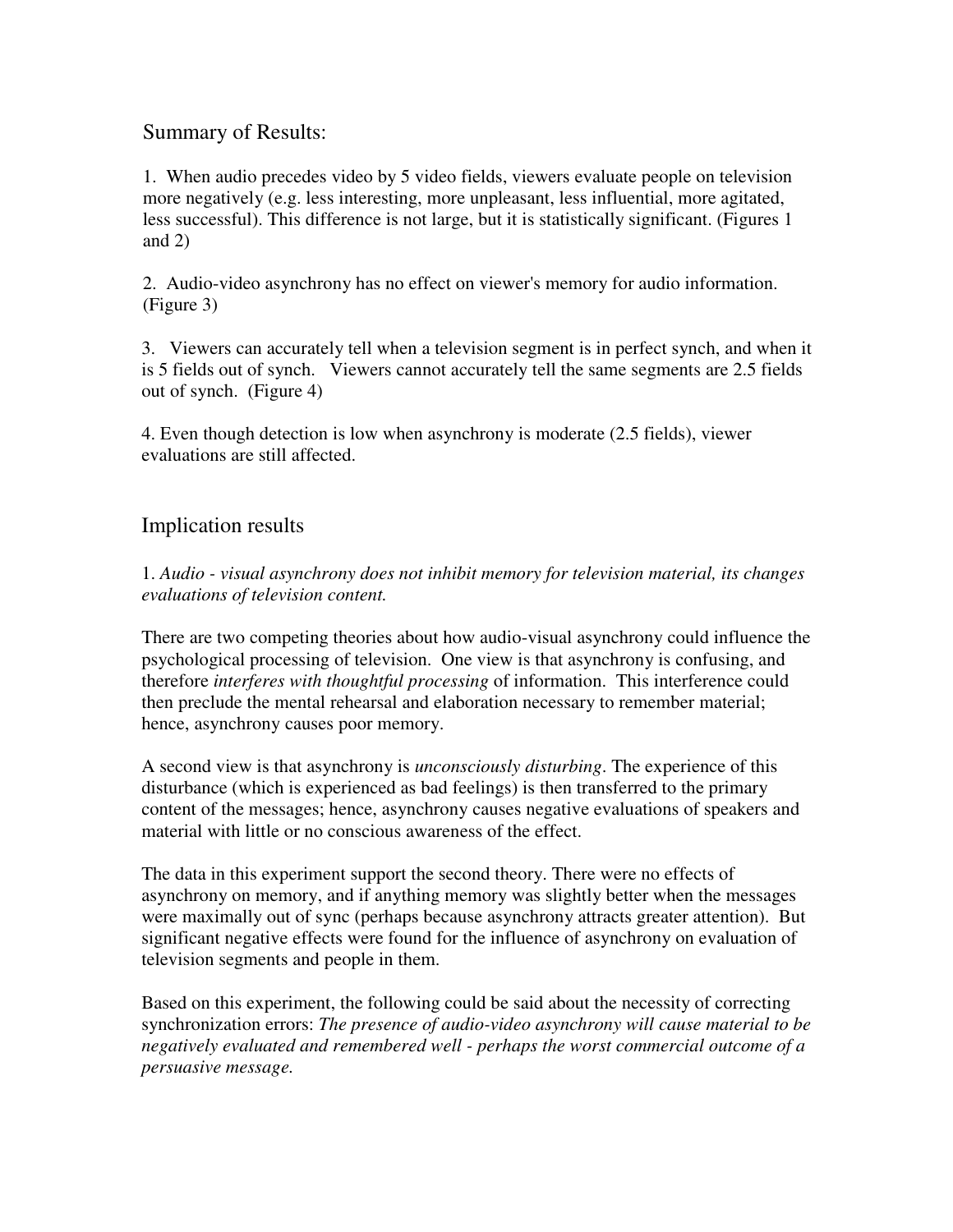## Summary of Results:

1. When audio precedes video by 5 video fields, viewers evaluate people on television more negatively (e.g. less interesting, more unpleasant, less influential, more agitated, less successful). This difference is not large, but it is statistically significant. (Figures 1 and 2)

2. Audio-video asynchrony has no effect on viewer's memory for audio information. (Figure 3)

3. Viewers can accurately tell when a television segment is in perfect synch, and when it is 5 fields out of synch. Viewers cannot accurately tell the same segments are 2.5 fields out of synch. (Figure 4)

4. Even though detection is low when asynchrony is moderate (2.5 fields), viewer evaluations are still affected.

## Implication results

1. *Audio - visual asynchrony does not inhibit memory for television material, its changes evaluations of television content.*

There are two competing theories about how audio-visual asynchrony could influence the psychological processing of television. One view is that asynchrony is confusing, and therefore *interferes with thoughtful processing* of information. This interference could then preclude the mental rehearsal and elaboration necessary to remember material; hence, asynchrony causes poor memory.

A second view is that asynchrony is *unconsciously disturbing*. The experience of this disturbance (which is experienced as bad feelings) is then transferred to the primary content of the messages; hence, asynchrony causes negative evaluations of speakers and material with little or no conscious awareness of the effect.

The data in this experiment support the second theory. There were no effects of asynchrony on memory, and if anything memory was slightly better when the messages were maximally out of sync (perhaps because asynchrony attracts greater attention). But significant negative effects were found for the influence of asynchrony on evaluation of television segments and people in them.

Based on this experiment, the following could be said about the necessity of correcting synchronization errors: *The presence of audio-video asynchrony will cause material to be negatively evaluated and remembered well - perhaps the worst commercial outcome of a persuasive message.*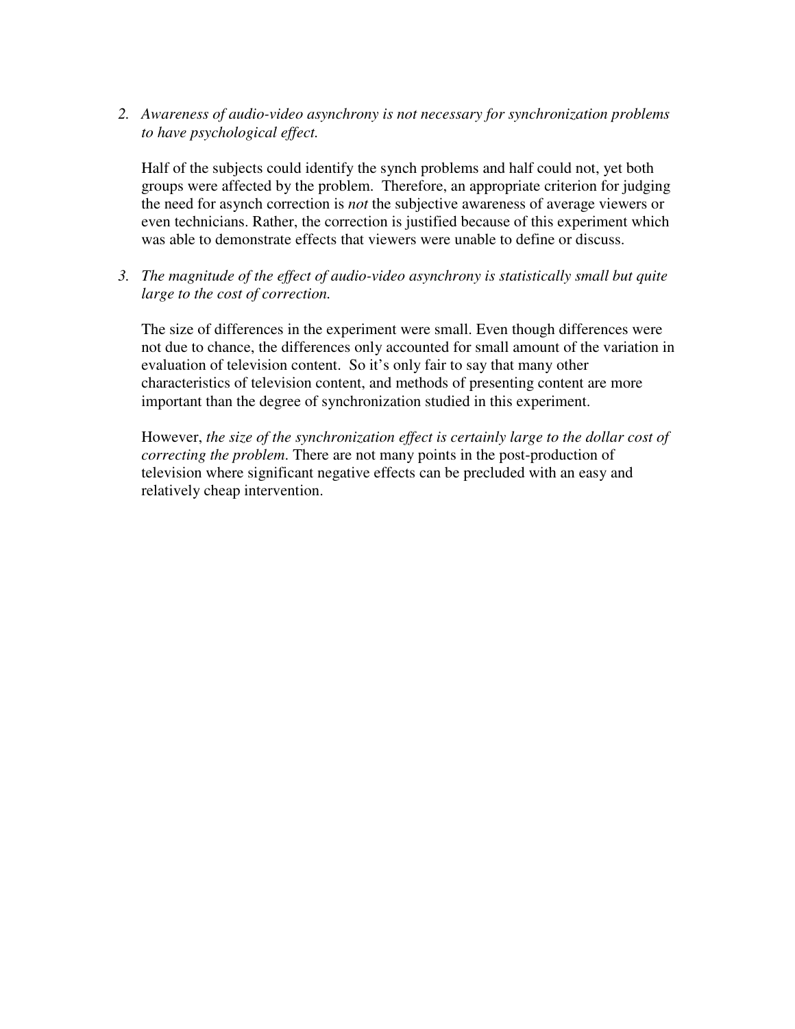2. *Awareness of audio-video asynchrony is not necessary for synchronization problems to have psychological effect.*

   Half of the subjects could identify the synch problems and half could not, yet both groups were affected by the problem. Therefore, an appropriate criterion for judging the need for asynch correction is *not* the subjective awareness of average viewers or even technicians. Rather, the correction is justified because of this experiment which was able to demonstrate effects that viewers were unable to define or discuss.

3. *The magnitude of the effect of audio-video asynchrony is statistically small but quite large to the cost of correction.*

   The size of differences in the experiment were small. Even though differences were not due to chance, the differences only accounted for small amount of the variation in evaluation of television content. So it's only fair to say that many other characteristics of television content, and methods of presenting content are more important than the degree of synchronization studied in this experiment.

   However, *the size of the synchronization effect is certainly large to the dollar cost of correcting the problem*. There are not many points in the post-production of television where significant negative effects can be precluded with an easy and relatively cheap intervention.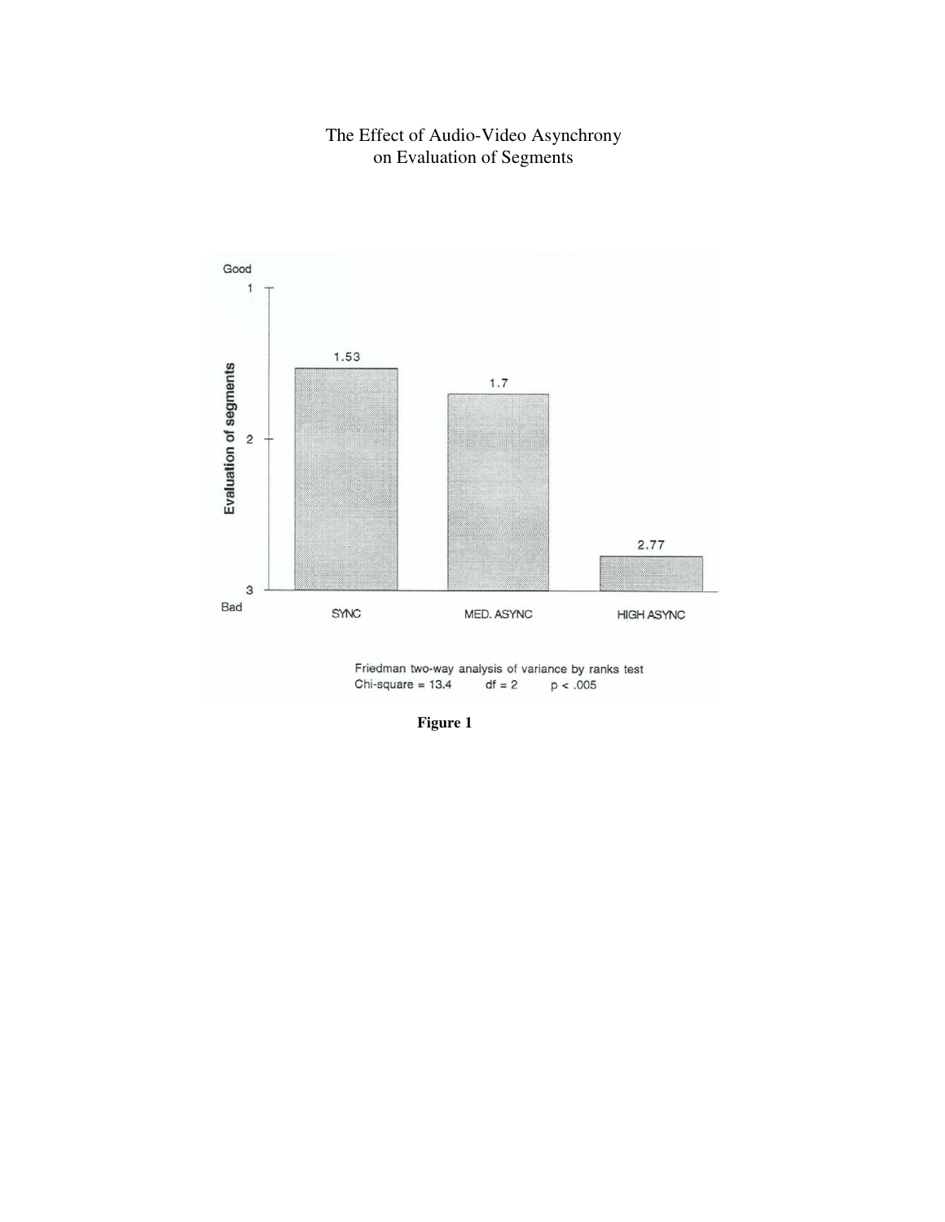The Effect of Audio-Video Asynchrony
on Evaluation of Segments

| Condition | Evaluation of segments (1 = Good, 3 = Bad) |
| --- | --- |
| SYNC | 1.53 |
| MED. ASYNC | 1.7 |
| HIGH ASYNC | 2.77 |

Friedman two-way analysis of variance by ranks test
Chi-square = 13.4 df = 2 $p < .005$

**Figure 1**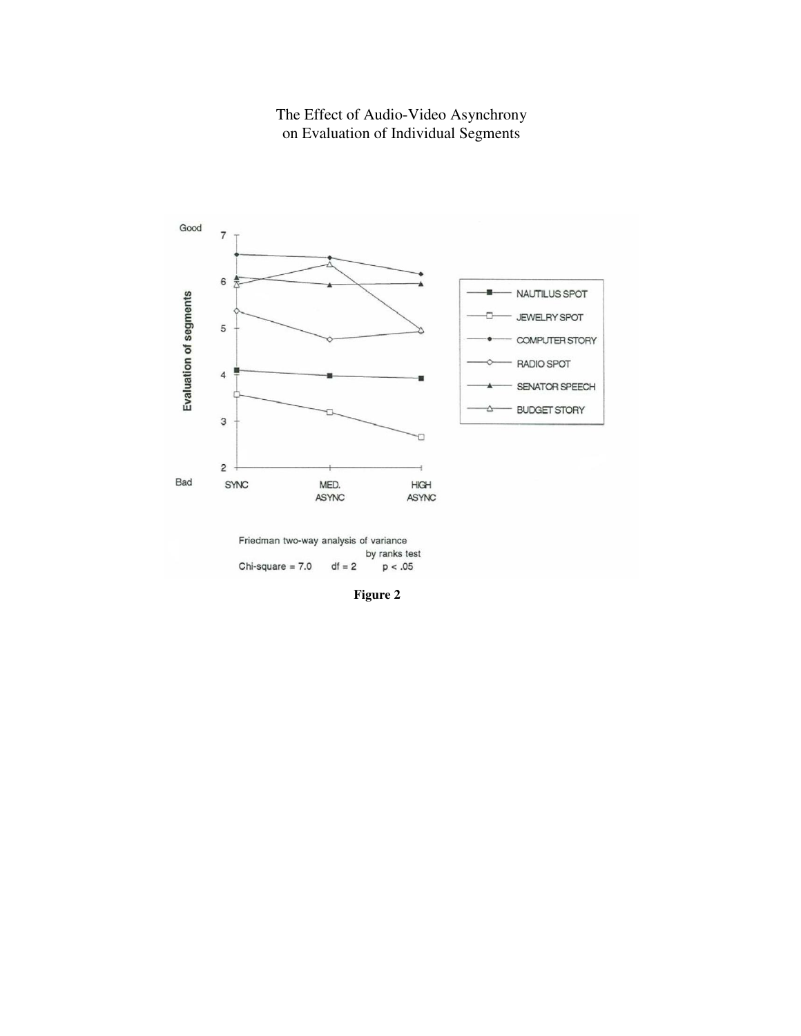The Effect of Audio-Video Asynchrony
on Evaluation of Individual Segments

Good

Evaluation of segments

Bad

SYNC | MED. ASYNC | HIGH ASYNC

NAUTILUS SPOT
JEWELRY SPOT
COMPUTER STORY
RADIO SPOT
SENATOR SPEECH
BUDGET STORY

Friedman two-way analysis of variance by ranks test
Chi-square = 7.0 df = 2 $p < .05$

**Figure 2**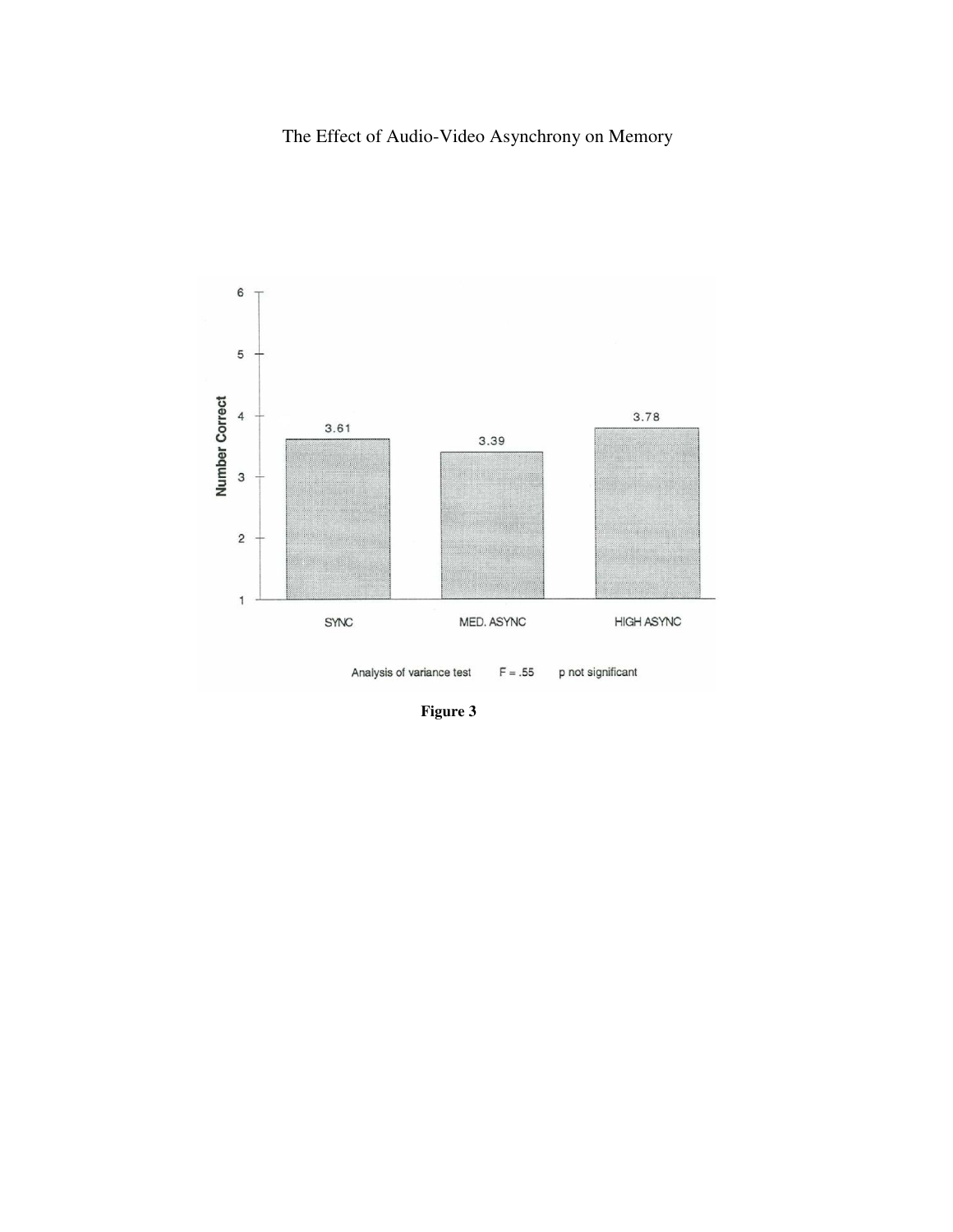The Effect of Audio-Video Asynchrony on Memory

| | SYNC | MED. ASYNC | HIGH ASYNC |
|---|---|---|---|
| Number Correct | 3.61 | 3.39 | 3.78 |

Analysis of variance test $F = .55$ p not significant

**Figure 3**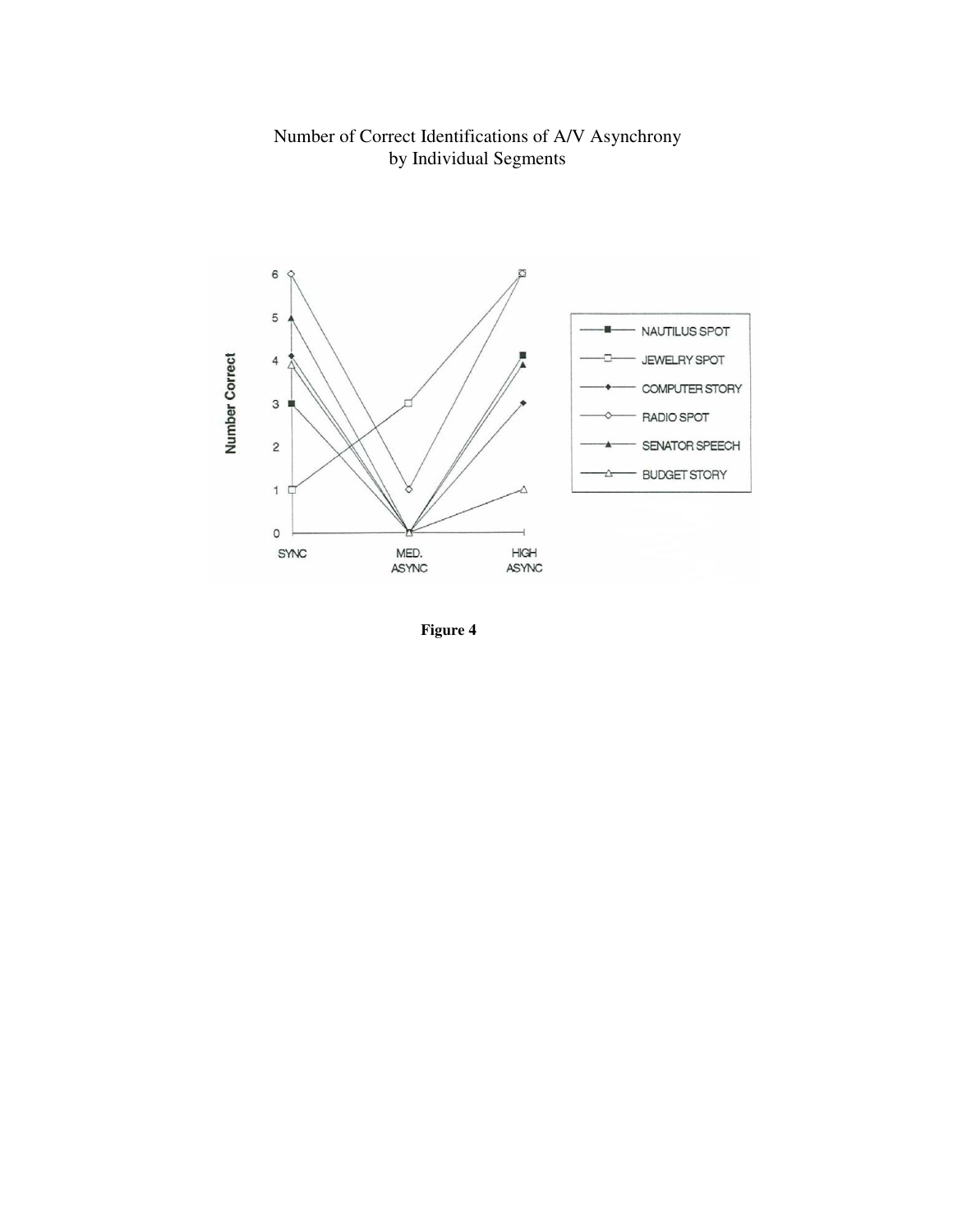Number of Correct Identifications of A/V Asynchrony
by Individual Segments

**Figure 4**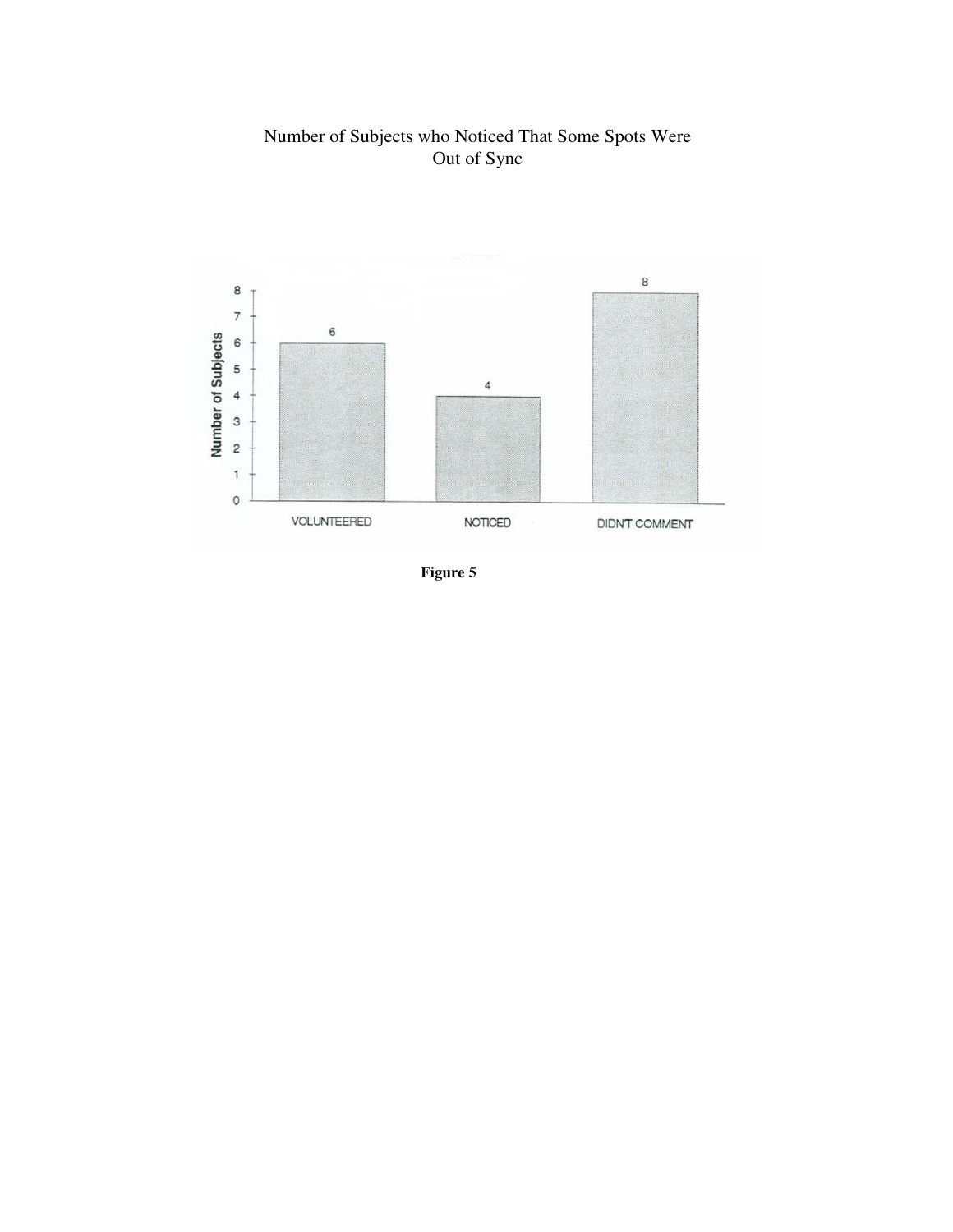Number of Subjects who Noticed That Some Spots Were Out of Sync

| | VOLUNTEERED | NOTICED | DIDN'T COMMENT |
|---|---|---|---|
| Number of Subjects | 6 | 4 | 8 |

**Figure 5**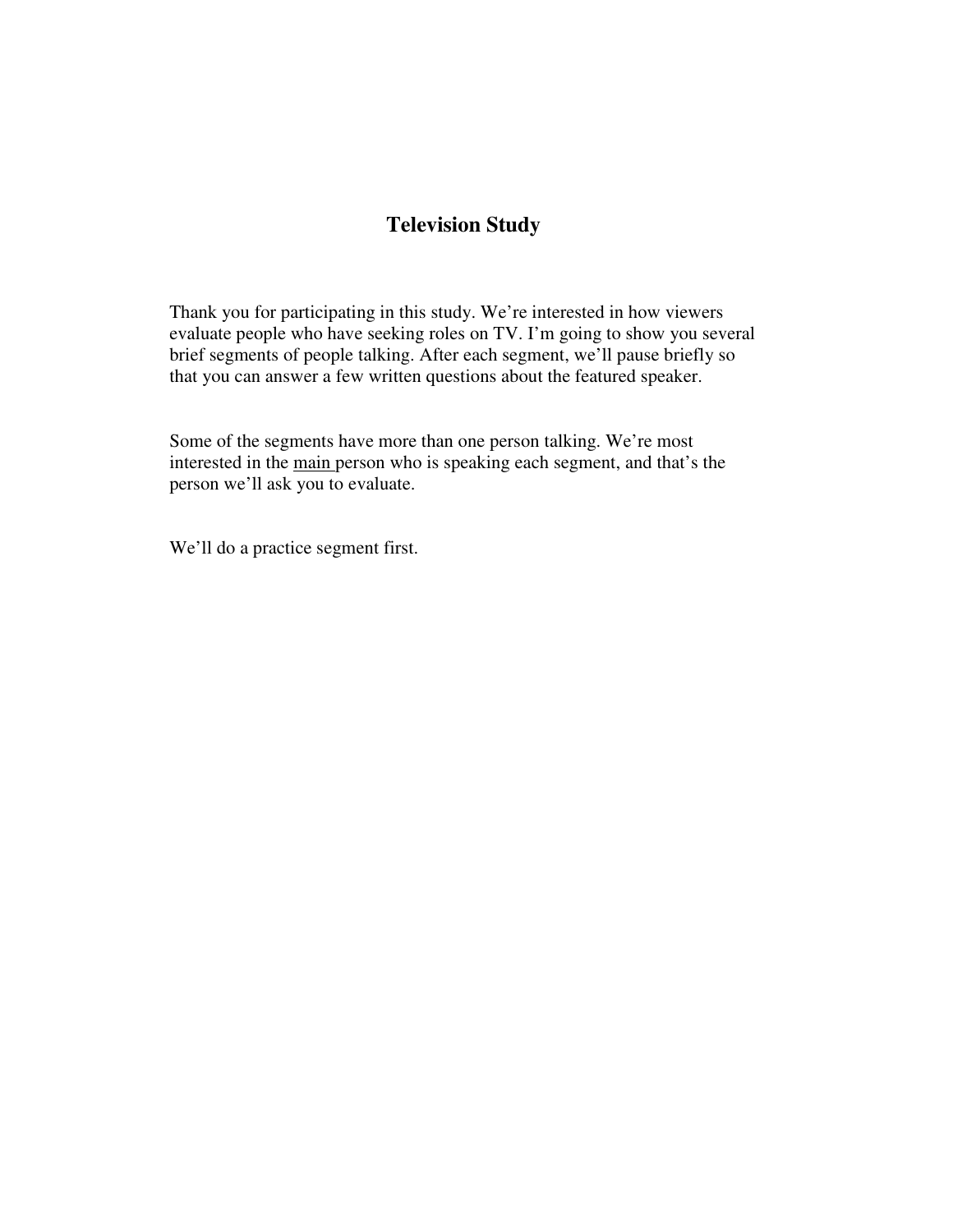# Television Study

Thank you for participating in this study. We're interested in how viewers evaluate people who have seeking roles on TV. I'm going to show you several brief segments of people talking. After each segment, we'll pause briefly so that you can answer a few written questions about the featured speaker.

Some of the segments have more than one person talking. We're most interested in the <u>main</u> person who is speaking each segment, and that's the person we'll ask you to evaluate.

We'll do a practice segment first.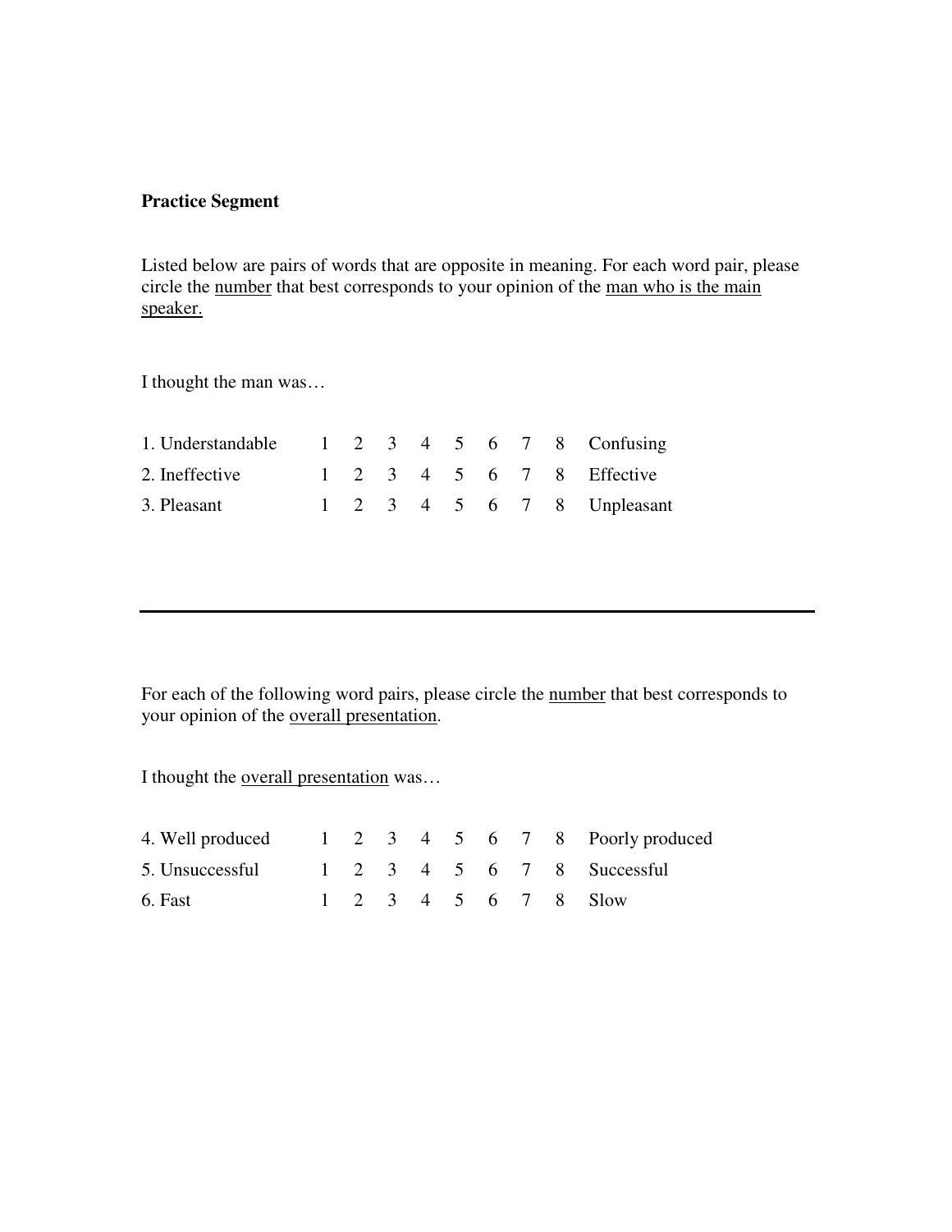**Practice Segment**

Listed below are pairs of words that are opposite in meaning. For each word pair, please circle the <u>number</u> that best corresponds to your opinion of the <u>man who is the main speaker.</u>

I thought the man was…

| | | | | | | | | | |
|---|---|---|---|---|---|---|---|---|---|
| 1. Understandable | 1 | 2 | 3 | 4 | 5 | 6 | 7 | 8 | Confusing |
| 2. Ineffective | 1 | 2 | 3 | 4 | 5 | 6 | 7 | 8 | Effective |
| 3. Pleasant | 1 | 2 | 3 | 4 | 5 | 6 | 7 | 8 | Unpleasant |

---

For each of the following word pairs, please circle the <u>number</u> that best corresponds to your opinion of the <u>overall presentation</u>.

I thought the <u>overall presentation</u> was…

| | | | | | | | | | |
|---|---|---|---|---|---|---|---|---|---|
| 4. Well produced | 1 | 2 | 3 | 4 | 5 | 6 | 7 | 8 | Poorly produced |
| 5. Unsuccessful | 1 | 2 | 3 | 4 | 5 | 6 | 7 | 8 | Successful |
| 6. Fast | 1 | 2 | 3 | 4 | 5 | 6 | 7 | 8 | Slow |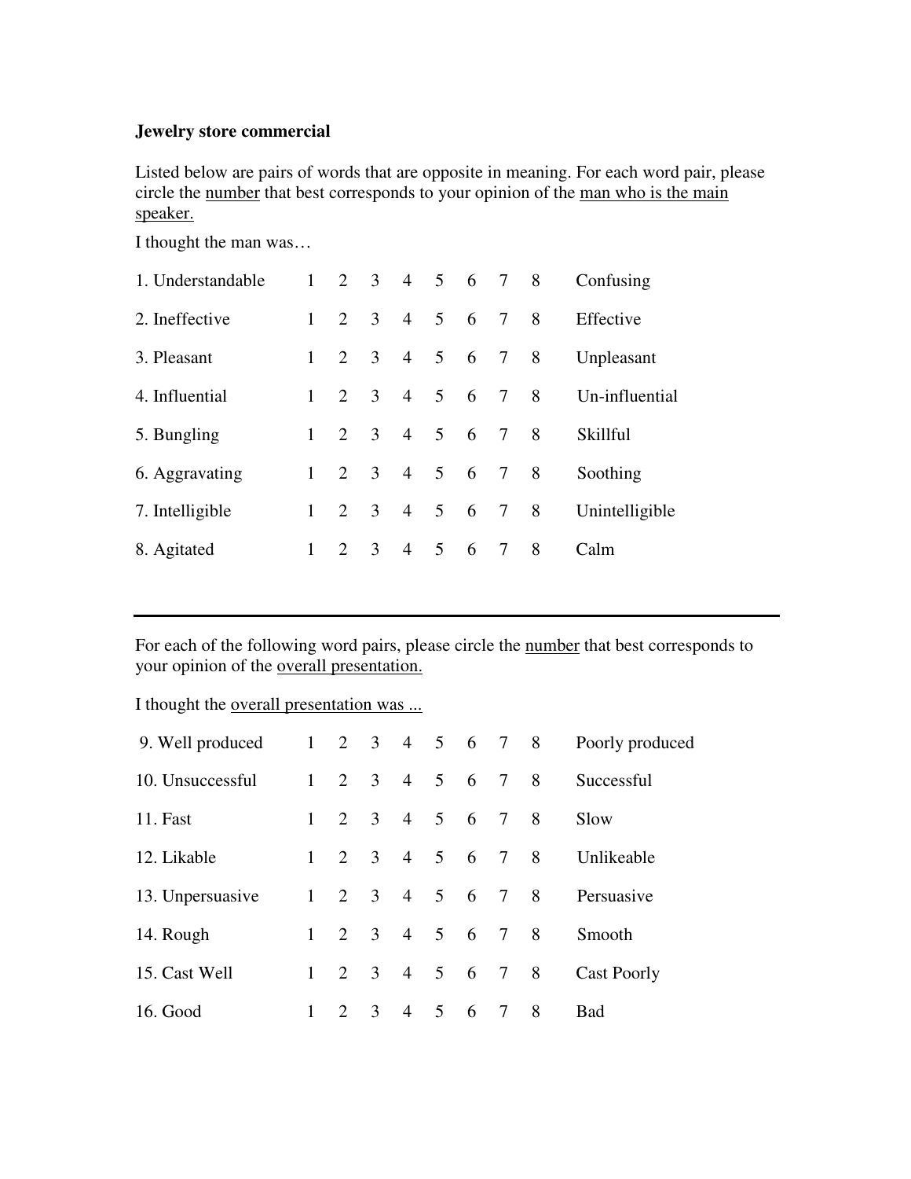**Jewelry store commercial**

Listed below are pairs of words that are opposite in meaning. For each word pair, please circle the <u>number</u> that best corresponds to your opinion of the <u>man who is the main speaker.</u>

I thought the man was…

| | | | | | | | | | |
|---|---|---|---|---|---|---|---|---|---|
| 1. Understandable | 1 | 2 | 3 | 4 | 5 | 6 | 7 | 8 | Confusing |
| 2. Ineffective | 1 | 2 | 3 | 4 | 5 | 6 | 7 | 8 | Effective |
| 3. Pleasant | 1 | 2 | 3 | 4 | 5 | 6 | 7 | 8 | Unpleasant |
| 4. Influential | 1 | 2 | 3 | 4 | 5 | 6 | 7 | 8 | Un-influential |
| 5. Bungling | 1 | 2 | 3 | 4 | 5 | 6 | 7 | 8 | Skillful |
| 6. Aggravating | 1 | 2 | 3 | 4 | 5 | 6 | 7 | 8 | Soothing |
| 7. Intelligible | 1 | 2 | 3 | 4 | 5 | 6 | 7 | 8 | Unintelligible |
| 8. Agitated | 1 | 2 | 3 | 4 | 5 | 6 | 7 | 8 | Calm |

---

For each of the following word pairs, please circle the <u>number</u> that best corresponds to your opinion of the <u>overall presentation.</u>

I thought the <u>overall presentation was ...</u>

| | | | | | | | | | |
|---|---|---|---|---|---|---|---|---|---|
| 9. Well produced | 1 | 2 | 3 | 4 | 5 | 6 | 7 | 8 | Poorly produced |
| 10. Unsuccessful | 1 | 2 | 3 | 4 | 5 | 6 | 7 | 8 | Successful |
| 11. Fast | 1 | 2 | 3 | 4 | 5 | 6 | 7 | 8 | Slow |
| 12. Likable | 1 | 2 | 3 | 4 | 5 | 6 | 7 | 8 | Unlikeable |
| 13. Unpersuasive | 1 | 2 | 3 | 4 | 5 | 6 | 7 | 8 | Persuasive |
| 14. Rough | 1 | 2 | 3 | 4 | 5 | 6 | 7 | 8 | Smooth |
| 15. Cast Well | 1 | 2 | 3 | 4 | 5 | 6 | 7 | 8 | Cast Poorly |
| 16. Good | 1 | 2 | 3 | 4 | 5 | 6 | 7 | 8 | Bad |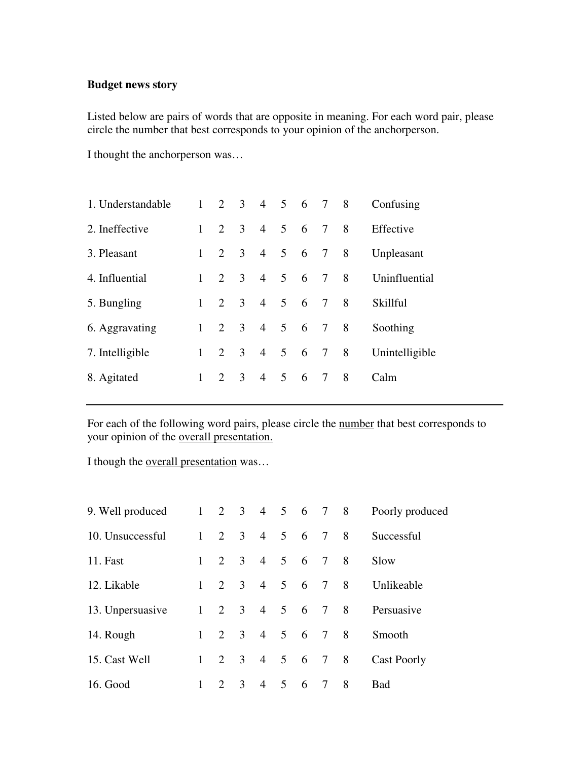**Budget news story**

Listed below are pairs of words that are opposite in meaning. For each word pair, please circle the number that best corresponds to your opinion of the anchorperson.

I thought the anchorperson was…

| | | | | | | | | | |
|---|---|---|---|---|---|---|---|---|---|
| 1. Understandable | 1 | 2 | 3 | 4 | 5 | 6 | 7 | 8 | Confusing |
| 2. Ineffective | 1 | 2 | 3 | 4 | 5 | 6 | 7 | 8 | Effective |
| 3. Pleasant | 1 | 2 | 3 | 4 | 5 | 6 | 7 | 8 | Unpleasant |
| 4. Influential | 1 | 2 | 3 | 4 | 5 | 6 | 7 | 8 | Uninfluential |
| 5. Bungling | 1 | 2 | 3 | 4 | 5 | 6 | 7 | 8 | Skillful |
| 6. Aggravating | 1 | 2 | 3 | 4 | 5 | 6 | 7 | 8 | Soothing |
| 7. Intelligible | 1 | 2 | 3 | 4 | 5 | 6 | 7 | 8 | Unintelligible |
| 8. Agitated | 1 | 2 | 3 | 4 | 5 | 6 | 7 | 8 | Calm |

---

For each of the following word pairs, please circle the <u>number</u> that best corresponds to your opinion of the <u>overall presentation.</u>

I though the <u>overall presentation</u> was…

| | | | | | | | | | |
|---|---|---|---|---|---|---|---|---|---|
| 9. Well produced | 1 | 2 | 3 | 4 | 5 | 6 | 7 | 8 | Poorly produced |
| 10. Unsuccessful | 1 | 2 | 3 | 4 | 5 | 6 | 7 | 8 | Successful |
| 11. Fast | 1 | 2 | 3 | 4 | 5 | 6 | 7 | 8 | Slow |
| 12. Likable | 1 | 2 | 3 | 4 | 5 | 6 | 7 | 8 | Unlikeable |
| 13. Unpersuasive | 1 | 2 | 3 | 4 | 5 | 6 | 7 | 8 | Persuasive |
| 14. Rough | 1 | 2 | 3 | 4 | 5 | 6 | 7 | 8 | Smooth |
| 15. Cast Well | 1 | 2 | 3 | 4 | 5 | 6 | 7 | 8 | Cast Poorly |
| 16. Good | 1 | 2 | 3 | 4 | 5 | 6 | 7 | 8 | Bad |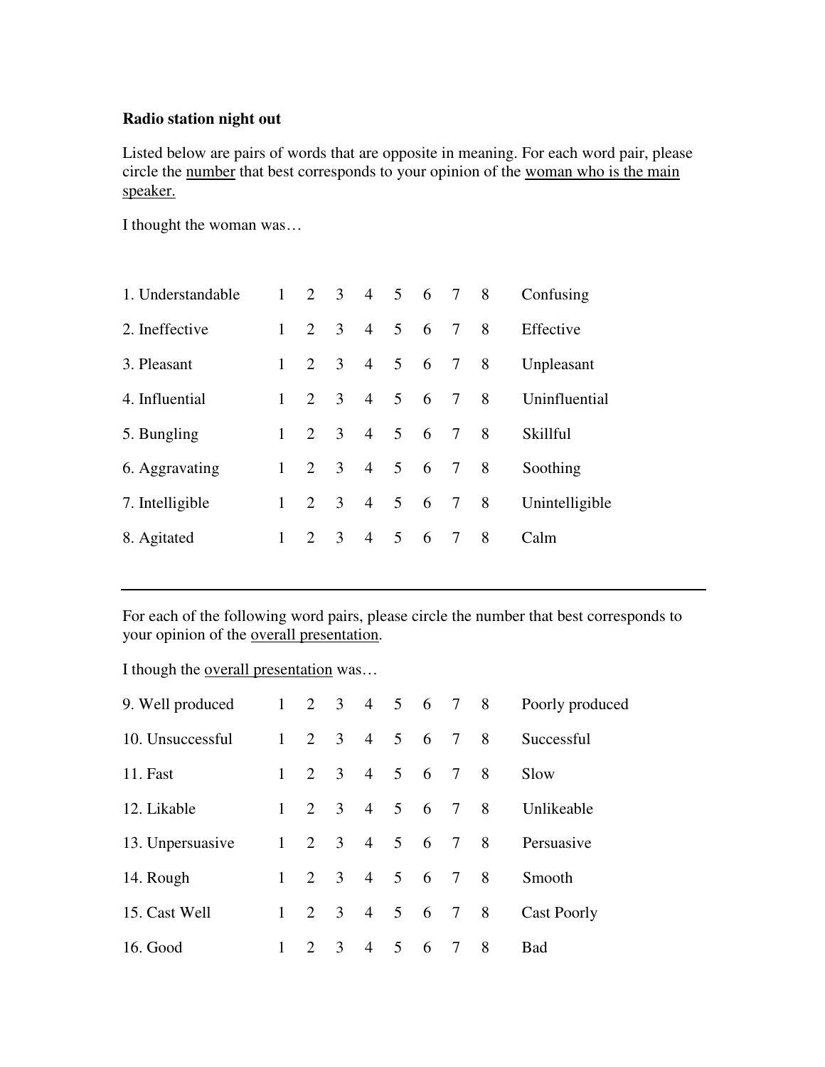**Radio station night out**

Listed below are pairs of words that are opposite in meaning. For each word pair, please circle the number that best corresponds to your opinion of the woman who is the main speaker.

I thought the woman was…

| | | | | | | | | | |
|---|---|---|---|---|---|---|---|---|---|
| 1. Understandable | 1 | 2 | 3 | 4 | 5 | 6 | 7 | 8 | Confusing |
| 2. Ineffective | 1 | 2 | 3 | 4 | 5 | 6 | 7 | 8 | Effective |
| 3. Pleasant | 1 | 2 | 3 | 4 | 5 | 6 | 7 | 8 | Unpleasant |
| 4. Influential | 1 | 2 | 3 | 4 | 5 | 6 | 7 | 8 | Uninfluential |
| 5. Bungling | 1 | 2 | 3 | 4 | 5 | 6 | 7 | 8 | Skillful |
| 6. Aggravating | 1 | 2 | 3 | 4 | 5 | 6 | 7 | 8 | Soothing |
| 7. Intelligible | 1 | 2 | 3 | 4 | 5 | 6 | 7 | 8 | Unintelligible |
| 8. Agitated | 1 | 2 | 3 | 4 | 5 | 6 | 7 | 8 | Calm |

---

For each of the following word pairs, please circle the number that best corresponds to your opinion of the overall presentation.

I though the overall presentation was…

| | | | | | | | | | |
|---|---|---|---|---|---|---|---|---|---|
| 9. Well produced | 1 | 2 | 3 | 4 | 5 | 6 | 7 | 8 | Poorly produced |
| 10. Unsuccessful | 1 | 2 | 3 | 4 | 5 | 6 | 7 | 8 | Successful |
| 11. Fast | 1 | 2 | 3 | 4 | 5 | 6 | 7 | 8 | Slow |
| 12. Likable | 1 | 2 | 3 | 4 | 5 | 6 | 7 | 8 | Unlikeable |
| 13. Unpersuasive | 1 | 2 | 3 | 4 | 5 | 6 | 7 | 8 | Persuasive |
| 14. Rough | 1 | 2 | 3 | 4 | 5 | 6 | 7 | 8 | Smooth |
| 15. Cast Well | 1 | 2 | 3 | 4 | 5 | 6 | 7 | 8 | Cast Poorly |
| 16. Good | 1 | 2 | 3 | 4 | 5 | 6 | 7 | 8 | Bad |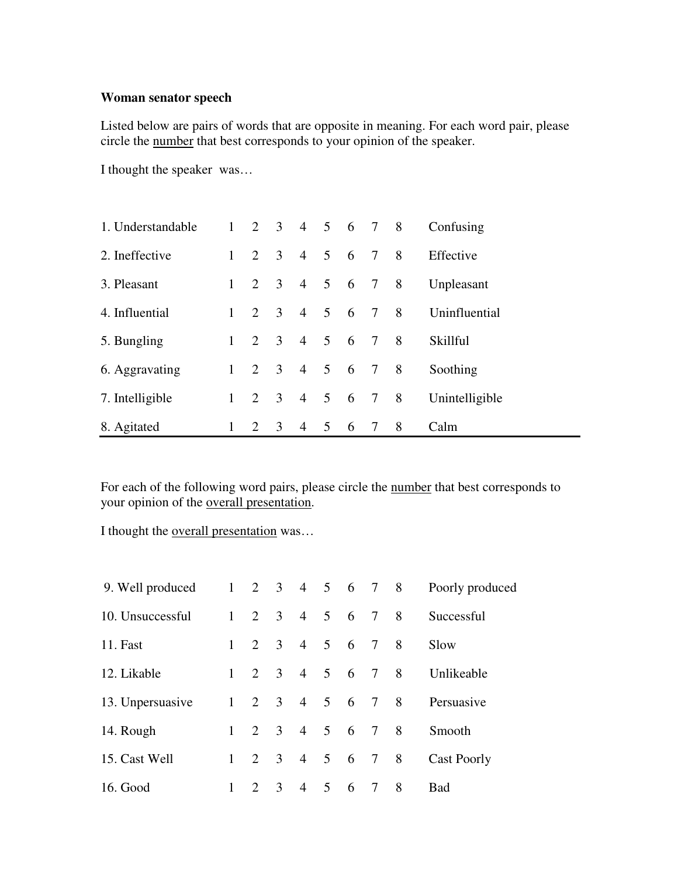**Woman senator speech**

Listed below are pairs of words that are opposite in meaning. For each word pair, please circle the number that best corresponds to your opinion of the speaker.

I thought the speaker was…

| | | | | | | | | | |
|---|---|---|---|---|---|---|---|---|---|
| 1. Understandable | 1 | 2 | 3 | 4 | 5 | 6 | 7 | 8 | Confusing |
| 2. Ineffective | 1 | 2 | 3 | 4 | 5 | 6 | 7 | 8 | Effective |
| 3. Pleasant | 1 | 2 | 3 | 4 | 5 | 6 | 7 | 8 | Unpleasant |
| 4. Influential | 1 | 2 | 3 | 4 | 5 | 6 | 7 | 8 | Uninfluential |
| 5. Bungling | 1 | 2 | 3 | 4 | 5 | 6 | 7 | 8 | Skillful |
| 6. Aggravating | 1 | 2 | 3 | 4 | 5 | 6 | 7 | 8 | Soothing |
| 7. Intelligible | 1 | 2 | 3 | 4 | 5 | 6 | 7 | 8 | Unintelligible |
| 8. Agitated | 1 | 2 | 3 | 4 | 5 | 6 | 7 | 8 | Calm |

For each of the following word pairs, please circle the number that best corresponds to your opinion of the overall presentation.

I thought the overall presentation was…

| | | | | | | | | | |
|---|---|---|---|---|---|---|---|---|---|
| 9. Well produced | 1 | 2 | 3 | 4 | 5 | 6 | 7 | 8 | Poorly produced |
| 10. Unsuccessful | 1 | 2 | 3 | 4 | 5 | 6 | 7 | 8 | Successful |
| 11. Fast | 1 | 2 | 3 | 4 | 5 | 6 | 7 | 8 | Slow |
| 12. Likable | 1 | 2 | 3 | 4 | 5 | 6 | 7 | 8 | Unlikeable |
| 13. Unpersuasive | 1 | 2 | 3 | 4 | 5 | 6 | 7 | 8 | Persuasive |
| 14. Rough | 1 | 2 | 3 | 4 | 5 | 6 | 7 | 8 | Smooth |
| 15. Cast Well | 1 | 2 | 3 | 4 | 5 | 6 | 7 | 8 | Cast Poorly |
| 16. Good | 1 | 2 | 3 | 4 | 5 | 6 | 7 | 8 | Bad |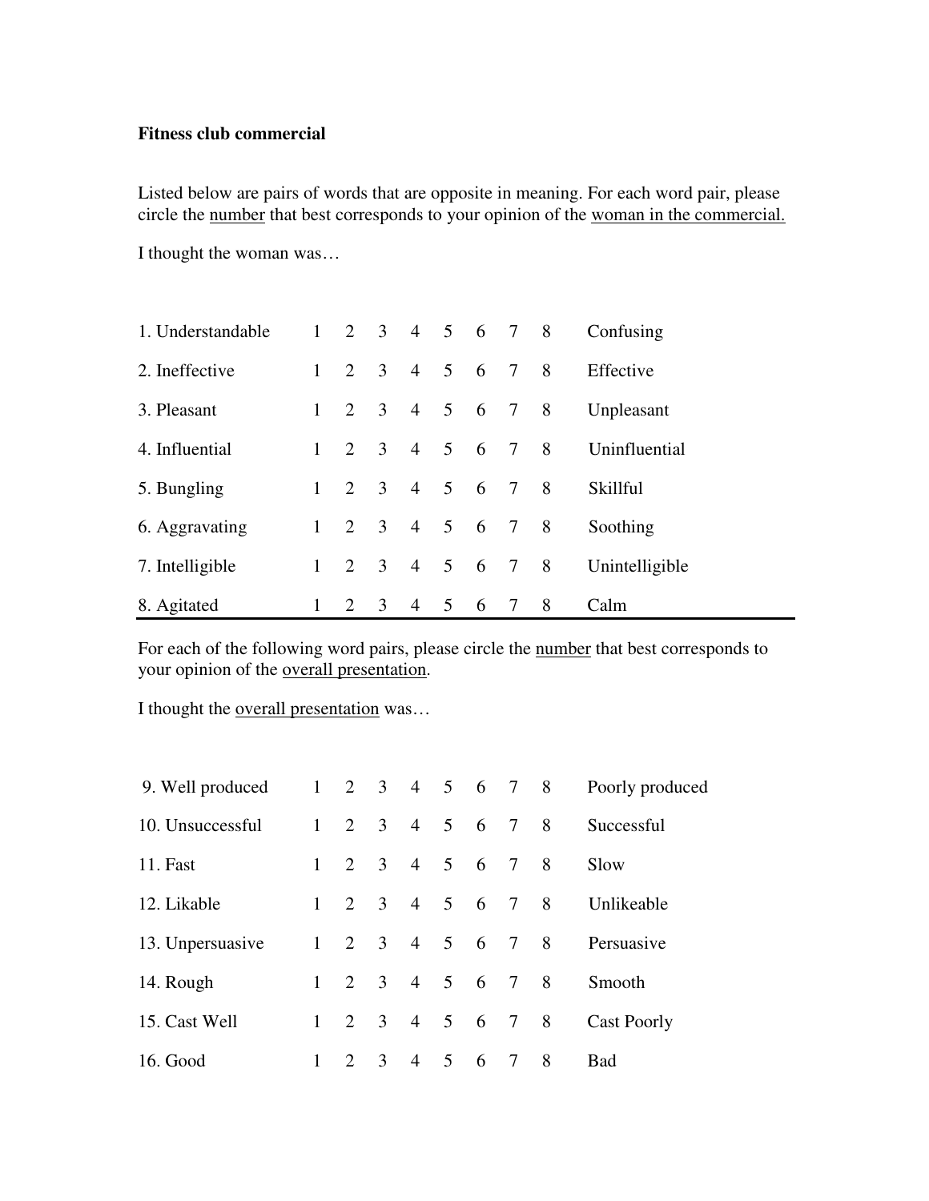**Fitness club commercial**

Listed below are pairs of words that are opposite in meaning. For each word pair, please circle the <u>number</u> that best corresponds to your opinion of the <u>woman in the commercial.</u>

I thought the woman was…

| | | | | | | | | | |
|---|---|---|---|---|---|---|---|---|---|
| 1. Understandable | 1 | 2 | 3 | 4 | 5 | 6 | 7 | 8 | Confusing |
| 2. Ineffective | 1 | 2 | 3 | 4 | 5 | 6 | 7 | 8 | Effective |
| 3. Pleasant | 1 | 2 | 3 | 4 | 5 | 6 | 7 | 8 | Unpleasant |
| 4. Influential | 1 | 2 | 3 | 4 | 5 | 6 | 7 | 8 | Uninfluential |
| 5. Bungling | 1 | 2 | 3 | 4 | 5 | 6 | 7 | 8 | Skillful |
| 6. Aggravating | 1 | 2 | 3 | 4 | 5 | 6 | 7 | 8 | Soothing |
| 7. Intelligible | 1 | 2 | 3 | 4 | 5 | 6 | 7 | 8 | Unintelligible |
| 8. Agitated | 1 | 2 | 3 | 4 | 5 | 6 | 7 | 8 | Calm |

For each of the following word pairs, please circle the <u>number</u> that best corresponds to your opinion of the <u>overall presentation</u>.

I thought the <u>overall presentation</u> was…

| | | | | | | | | | |
|---|---|---|---|---|---|---|---|---|---|
| 9. Well produced | 1 | 2 | 3 | 4 | 5 | 6 | 7 | 8 | Poorly produced |
| 10. Unsuccessful | 1 | 2 | 3 | 4 | 5 | 6 | 7 | 8 | Successful |
| 11. Fast | 1 | 2 | 3 | 4 | 5 | 6 | 7 | 8 | Slow |
| 12. Likable | 1 | 2 | 3 | 4 | 5 | 6 | 7 | 8 | Unlikeable |
| 13. Unpersuasive | 1 | 2 | 3 | 4 | 5 | 6 | 7 | 8 | Persuasive |
| 14. Rough | 1 | 2 | 3 | 4 | 5 | 6 | 7 | 8 | Smooth |
| 15. Cast Well | 1 | 2 | 3 | 4 | 5 | 6 | 7 | 8 | Cast Poorly |
| 16. Good | 1 | 2 | 3 | 4 | 5 | 6 | 7 | 8 | Bad |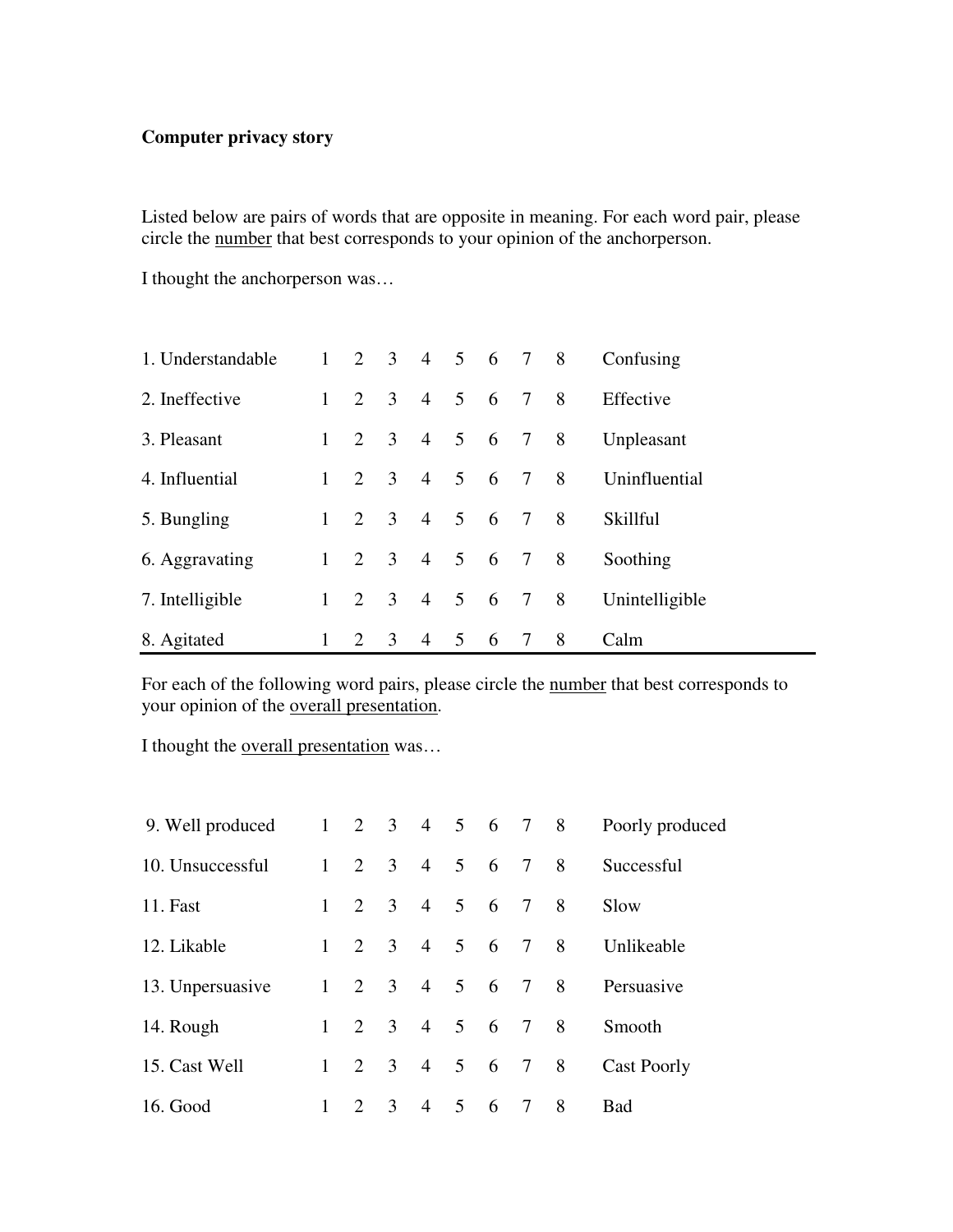**Computer privacy story**

Listed below are pairs of words that are opposite in meaning. For each word pair, please circle the number that best corresponds to your opinion of the anchorperson.

I thought the anchorperson was…

| | | | | | | | | | |
|---|---|---|---|---|---|---|---|---|---|
| 1. Understandable | 1 | 2 | 3 | 4 | 5 | 6 | 7 | 8 | Confusing |
| 2. Ineffective | 1 | 2 | 3 | 4 | 5 | 6 | 7 | 8 | Effective |
| 3. Pleasant | 1 | 2 | 3 | 4 | 5 | 6 | 7 | 8 | Unpleasant |
| 4. Influential | 1 | 2 | 3 | 4 | 5 | 6 | 7 | 8 | Uninfluential |
| 5. Bungling | 1 | 2 | 3 | 4 | 5 | 6 | 7 | 8 | Skillful |
| 6. Aggravating | 1 | 2 | 3 | 4 | 5 | 6 | 7 | 8 | Soothing |
| 7. Intelligible | 1 | 2 | 3 | 4 | 5 | 6 | 7 | 8 | Unintelligible |
| 8. Agitated | 1 | 2 | 3 | 4 | 5 | 6 | 7 | 8 | Calm |

For each of the following word pairs, please circle the number that best corresponds to your opinion of the overall presentation.

I thought the overall presentation was…

| | | | | | | | | | |
|---|---|---|---|---|---|---|---|---|---|
| 9. Well produced | 1 | 2 | 3 | 4 | 5 | 6 | 7 | 8 | Poorly produced |
| 10. Unsuccessful | 1 | 2 | 3 | 4 | 5 | 6 | 7 | 8 | Successful |
| 11. Fast | 1 | 2 | 3 | 4 | 5 | 6 | 7 | 8 | Slow |
| 12. Likable | 1 | 2 | 3 | 4 | 5 | 6 | 7 | 8 | Unlikeable |
| 13. Unpersuasive | 1 | 2 | 3 | 4 | 5 | 6 | 7 | 8 | Persuasive |
| 14. Rough | 1 | 2 | 3 | 4 | 5 | 6 | 7 | 8 | Smooth |
| 15. Cast Well | 1 | 2 | 3 | 4 | 5 | 6 | 7 | 8 | Cast Poorly |
| 16. Good | 1 | 2 | 3 | 4 | 5 | 6 | 7 | 8 | Bad |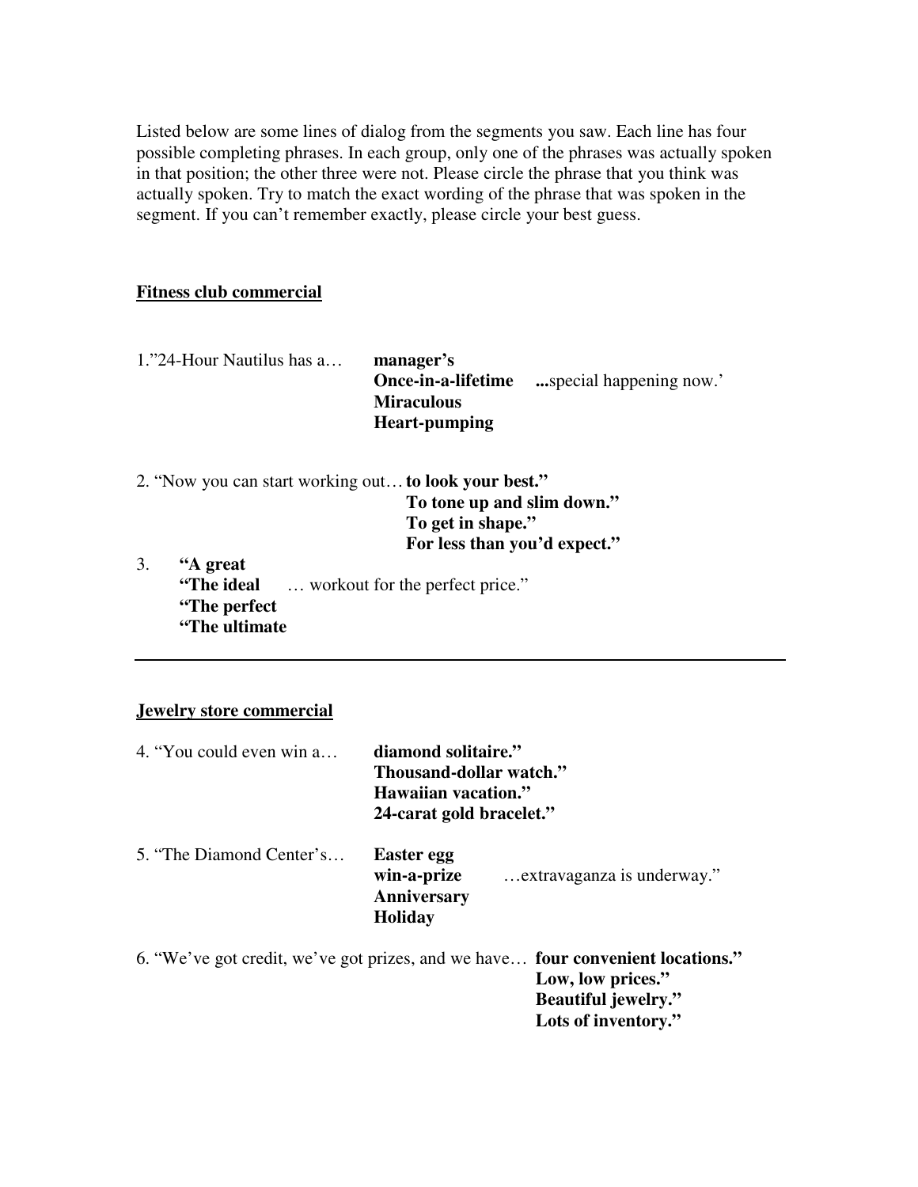Listed below are some lines of dialog from the segments you saw. Each line has four possible completing phrases. In each group, only one of the phrases was actually spoken in that position; the other three were not. Please circle the phrase that you think was actually spoken. Try to match the exact wording of the phrase that was spoken in the segment. If you can't remember exactly, please circle your best guess.

**Fitness club commercial**

1."24-Hour Nautilus has a… **manager's** / **Once-in-a-lifetime** / **Miraculous** / **Heart-pumping** **...**special happening now.'

2. "Now you can start working out… **to look your best."** / **To tone up and slim down."** / **To get in shape."** / **For less than you'd expect."**

3. **"A great** / **"The ideal** / **"The perfect** / **"The ultimate** … workout for the perfect price."

---

**Jewelry store commercial**

4. "You could even win a… **diamond solitaire."** / **Thousand-dollar watch."** / **Hawaiian vacation."** / **24-carat gold bracelet."**

5. "The Diamond Center's… **Easter egg** / **win-a-prize** / **Anniversary** / **Holiday** …extravaganza is underway."

6. "We've got credit, we've got prizes, and we have… **four convenient locations."** / **Low, low prices."** / **Beautiful jewelry."** / **Lots of inventory."**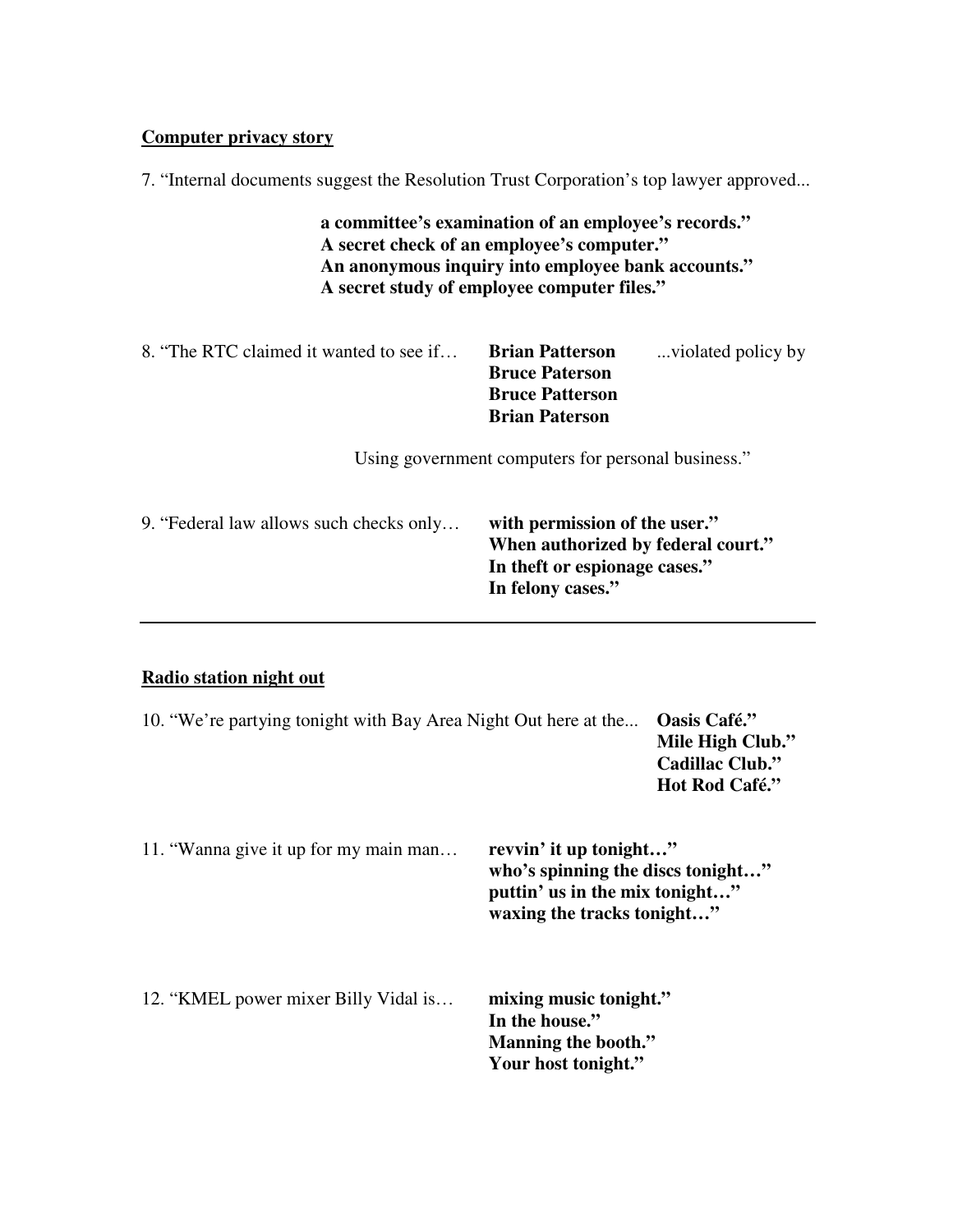**<u>Computer privacy story</u>**

7. “Internal documents suggest the Resolution Trust Corporation’s top lawyer approved...

**a committee’s examination of an employee’s records.”**
**A secret check of an employee’s computer.”**
**An anonymous inquiry into employee bank accounts.”**
**A secret study of employee computer files.”**

8. “The RTC claimed it wanted to see if… **Brian Patterson** ...violated policy by
**Bruce Paterson**
**Bruce Patterson**
**Brian Paterson**

Using government computers for personal business.”

9. “Federal law allows such checks only… **with permission of the user.”**
**When authorized by federal court.”**
**In theft or espionage cases.”**
**In felony cases.”**

---

**<u>Radio station night out</u>**

10. “We’re partying tonight with Bay Area Night Out here at the... **Oasis Café.”**
**Mile High Club.”**
**Cadillac Club.”**
**Hot Rod Café.”**

11. “Wanna give it up for my main man… **revvin’ it up tonight…”**
**who’s spinning the discs tonight…”**
**puttin’ us in the mix tonight…”**
**waxing the tracks tonight…”**

12. “KMEL power mixer Billy Vidal is… **mixing music tonight.”**
**In the house.”**
**Manning the booth.”**
**Your host tonight.”**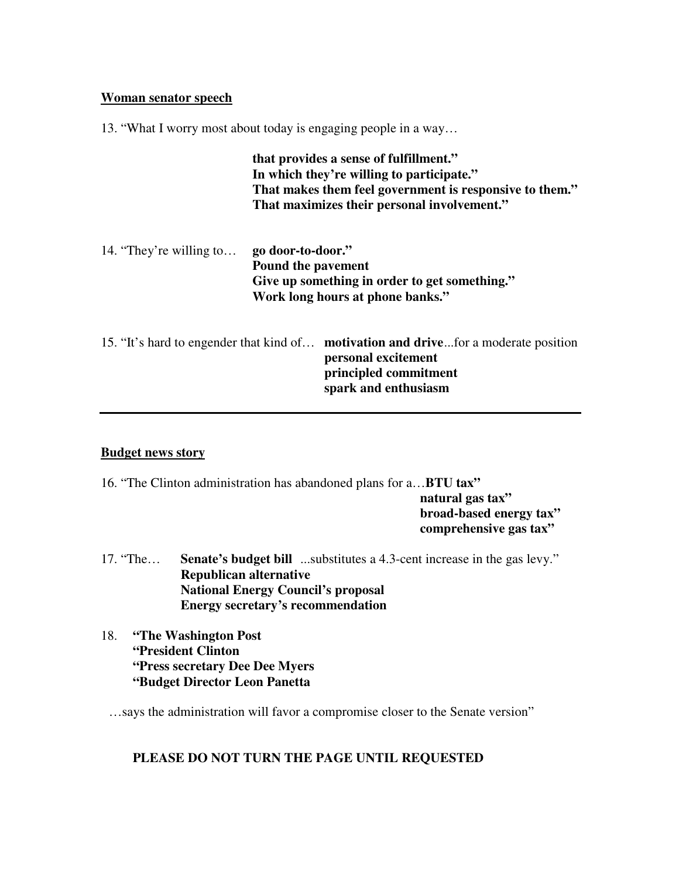**Woman senator speech**

13. "What I worry most about today is engaging people in a way…

    **that provides a sense of fulfillment."**
    **In which they're willing to participate."**
    **That makes them feel government is responsive to them."**
    **That maximizes their personal involvement."**

14. "They're willing to… **go door-to-door."**
    **Pound the pavement**
    **Give up something in order to get something."**
    **Work long hours at phone banks."**

15. "It's hard to engender that kind of… **motivation and drive**...for a moderate position
    **personal excitement**
    **principled commitment**
    **spark and enthusiasm**

---

**Budget news story**

16. "The Clinton administration has abandoned plans for a…**BTU tax"**
    **natural gas tax"**
    **broad-based energy tax"**
    **comprehensive gas tax"**

17. "The… **Senate's budget bill** ...substitutes a 4.3-cent increase in the gas levy."
    **Republican alternative**
    **National Energy Council's proposal**
    **Energy secretary's recommendation**

18. **"The Washington Post**
    **"President Clinton**
    **"Press secretary Dee Dee Myers**
    **"Budget Director Leon Panetta**

    …says the administration will favor a compromise closer to the Senate version"

**PLEASE DO NOT TURN THE PAGE UNTIL REQUESTED**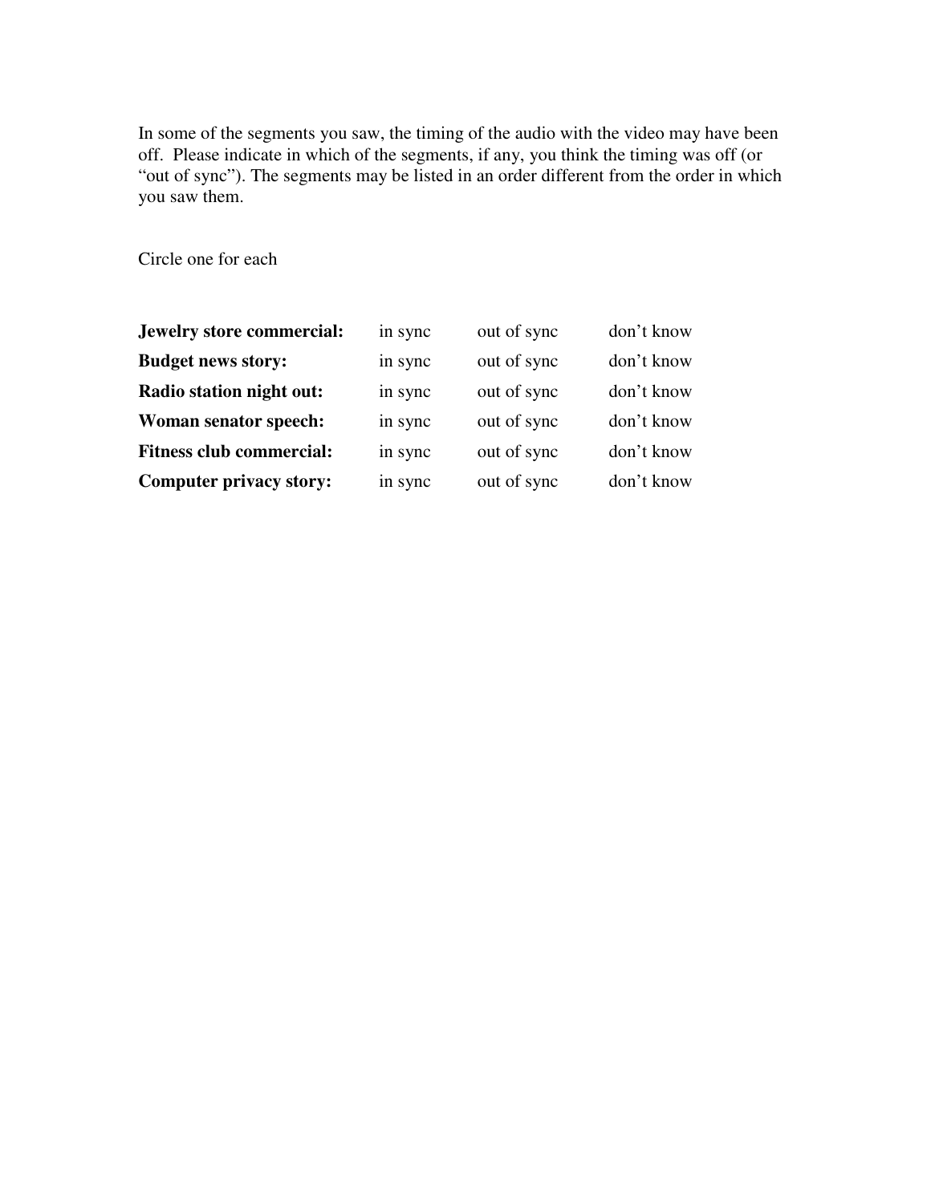In some of the segments you saw, the timing of the audio with the video may have been off. Please indicate in which of the segments, if any, you think the timing was off (or "out of sync"). The segments may be listed in an order different from the order in which you saw them.

Circle one for each

| | | | |
|---|---|---|---|
| **Jewelry store commercial:** | in sync | out of sync | don't know |
| **Budget news story:** | in sync | out of sync | don't know |
| **Radio station night out:** | in sync | out of sync | don't know |
| **Woman senator speech:** | in sync | out of sync | don't know |
| **Fitness club commercial:** | in sync | out of sync | don't know |
| **Computer privacy story:** | in sync | out of sync | don't know |